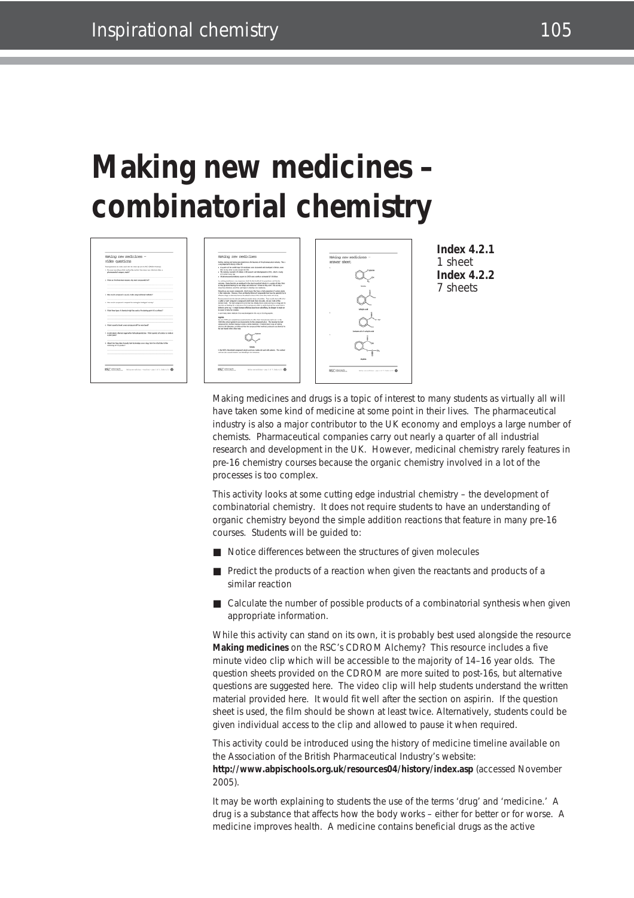# Making new medicines – combinatorial chemistry

**Index 4.2.1**
1 sheet
**Index 4.2.2**
7 sheets

Making medicines and drugs is a topic of interest to many students as virtually all will have taken some kind of medicine at some point in their lives. The pharmaceutical industry is also a major contributor to the UK economy and employs a large number of chemists. Pharmaceutical companies carry out nearly a quarter of all industrial research and development in the UK. However, medicinal chemistry rarely features in pre-16 chemistry courses because the organic chemistry involved in a lot of the processes is too complex.

This activity looks at some cutting edge industrial chemistry – the development of combinatorial chemistry. It does not require students to have an understanding of organic chemistry beyond the simple addition reactions that feature in many pre-16 courses. Students will be guided to:

- Notice differences between the structures of given molecules
- Predict the products of a reaction when given the reactants and products of a similar reaction
- Calculate the number of possible products of a combinatorial synthesis when given appropriate information.

While this activity can stand on its own, it is probably best used alongside the resource **Making medicines** on the RSC's CDROM Alchemy? This resource includes a five minute video clip which will be accessible to the majority of 14–16 year olds. The question sheets provided on the CDROM are more suited to post-16s, but alternative questions are suggested here. The video clip will help students understand the written material provided here. It would fit well after the section on aspirin. If the question sheet is used, the film should be shown at least twice. Alternatively, students could be given individual access to the clip and allowed to pause it when required.

This activity could be introduced using the history of medicine timeline available on the Association of the British Pharmaceutical Industry's website:
**http://www.abpischools.org.uk/resources04/history/index.asp** (accessed November 2005).

It may be worth explaining to students the use of the terms 'drug' and 'medicine.' A drug is a substance that affects how the body works – either for better or for worse. A medicine improves health. A medicine contains beneficial drugs as the active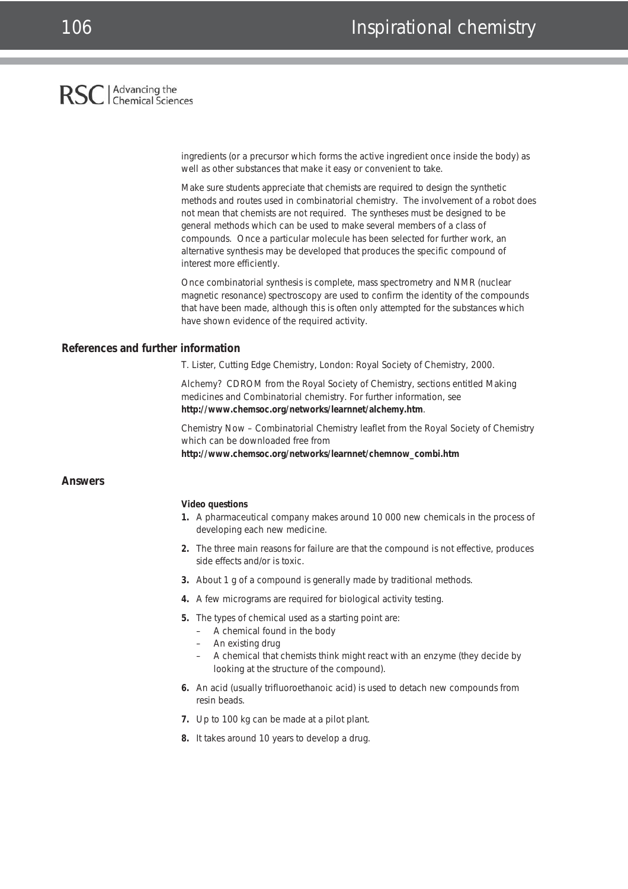ingredients (or a precursor which forms the active ingredient once inside the body) as well as other substances that make it easy or convenient to take.

Make sure students appreciate that chemists are required to design the synthetic methods and routes used in combinatorial chemistry. The involvement of a robot does not mean that chemists are not required. The syntheses must be designed to be general methods which can be used to make several members of a class of compounds. Once a particular molecule has been selected for further work, an alternative synthesis may be developed that produces the specific compound of interest more efficiently.

Once combinatorial synthesis is complete, mass spectrometry and NMR (nuclear magnetic resonance) spectroscopy are used to confirm the identity of the compounds that have been made, although this is often only attempted for the substances which have shown evidence of the required activity.

## References and further information

T. Lister, Cutting Edge Chemistry, London: Royal Society of Chemistry, 2000.

Alchemy? CDROM from the Royal Society of Chemistry, sections entitled Making medicines and Combinatorial chemistry. For further information, see **http://www.chemsoc.org/networks/learnnet/alchemy.htm**.

Chemistry Now – Combinatorial Chemistry leaflet from the Royal Society of Chemistry which can be downloaded free from **http://www.chemsoc.org/networks/learnnet/chemnow_combi.htm**

## Answers

**Video questions**

1. A pharmaceutical company makes around 10 000 new chemicals in the process of developing each new medicine.
2. The three main reasons for failure are that the compound is not effective, produces side effects and/or is toxic.
3. About 1 g of a compound is generally made by traditional methods.
4. A few micrograms are required for biological activity testing.
5. The types of chemical used as a starting point are:
   - A chemical found in the body
   - An existing drug
   - A chemical that chemists think might react with an enzyme (they decide by looking at the structure of the compound).
6. An acid (usually trifluoroethanoic acid) is used to detach new compounds from resin beads.
7. Up to 100 kg can be made at a pilot plant.
8. It takes around 10 years to develop a drug.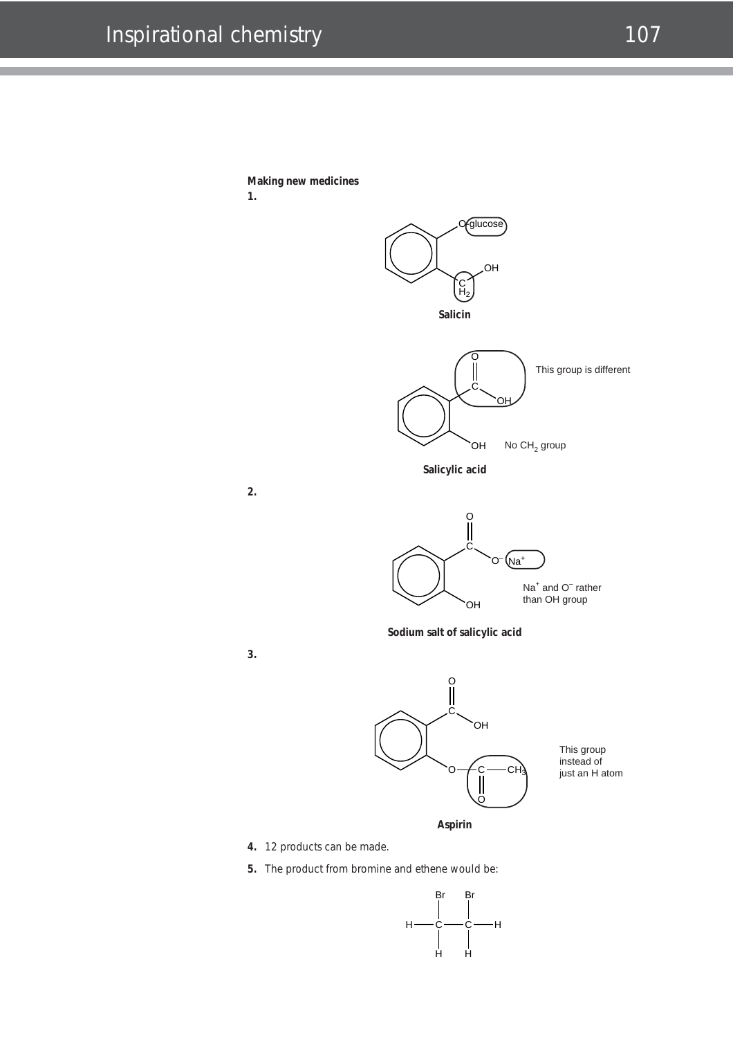**Making new medicines**

**1.**

**Salicin**

This group is different

No $CH_2$ group

**Salicylic acid**

**2.**

$Na^+$ and $O^-$ rather than OH group

**Sodium salt of salicylic acid**

**3.**

This group instead of just an H atom

**Aspirin**

**4.** 12 products can be made.

**5.** The product from bromine and ethene would be:

$$\begin{array}{ccccccc} & & Br & & Br & & \\ & & | & & | & & \\ H & - & C & - & C & - & H \\ & & | & & | & & \\ & & H & & H & & \end{array}$$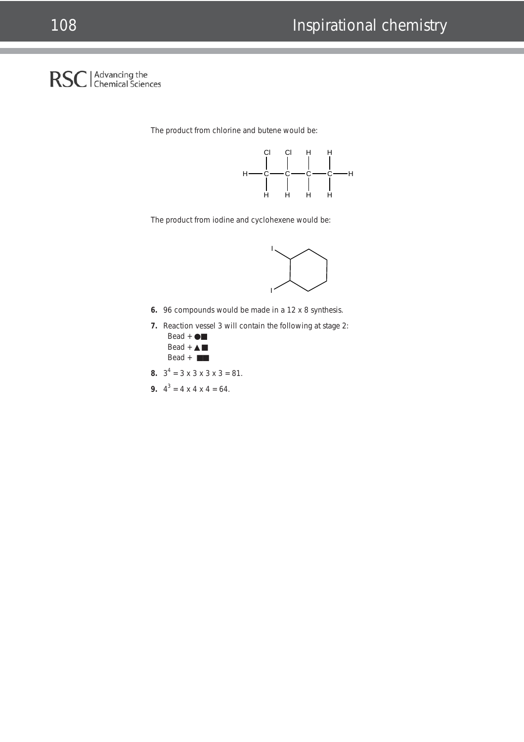The product from chlorine and butene would be:

```
        Cl   Cl   H    H
        |    |    |    |
   H —  C —  C —  C —  C — H
        |    |    |    |
        H    H    H    H
```

The product from iodine and cyclohexene would be:

6. 96 compounds would be made in a 12 x 8 synthesis.

7. Reaction vessel 3 will contain the following at stage 2:
   - Bead + ●■
   - Bead + ▲■
   - Bead + ■■

8. $3^4 = 3 \times 3 \times 3 \times 3 = 81$.

9. $4^3 = 4 \times 4 \times 4 = 64$.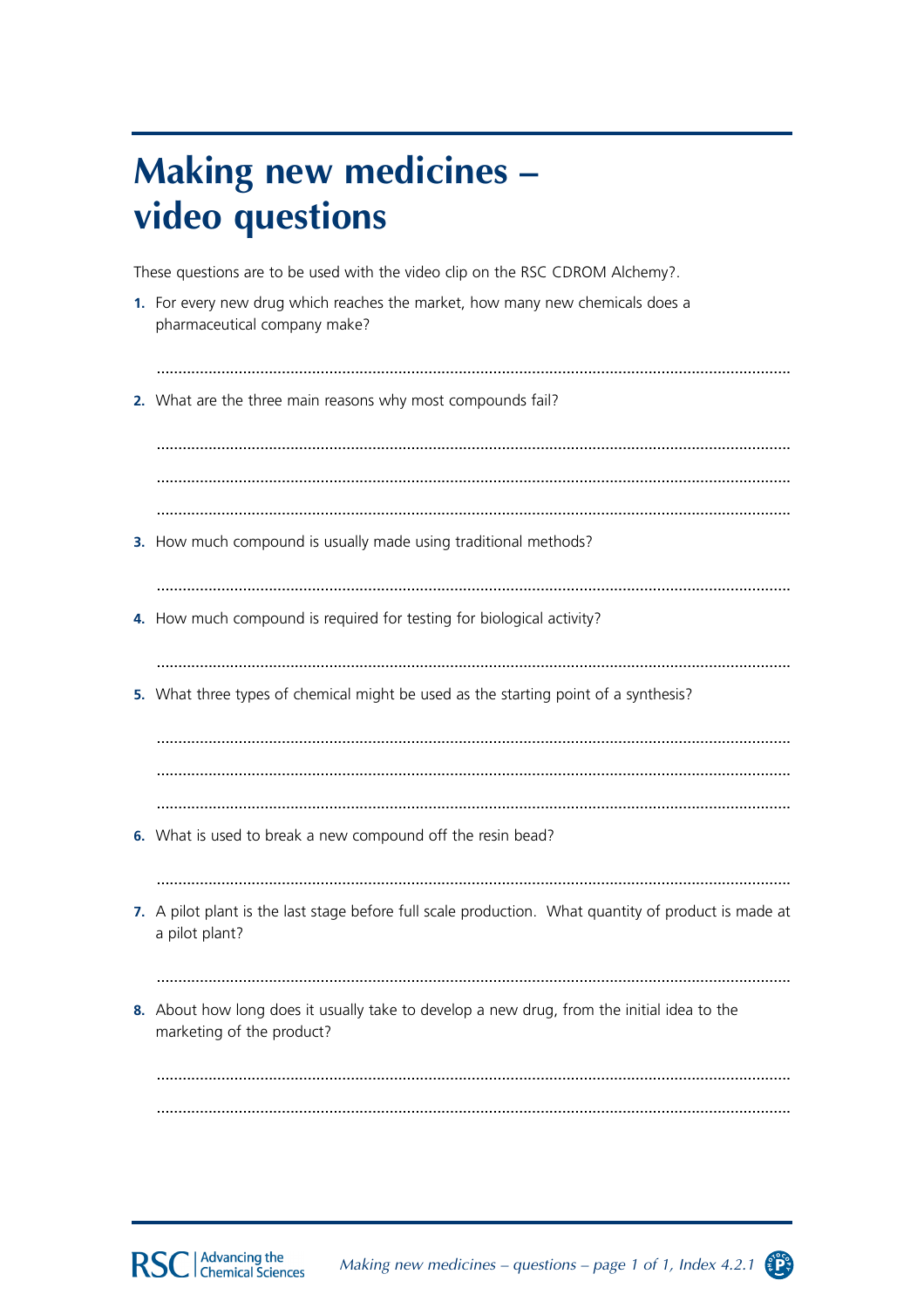# Making new medicines – video questions

These questions are to be used with the video clip on the RSC CDROM Alchemy?.

1. For every new drug which reaches the market, how many new chemicals does a pharmaceutical company make?

   ..............................................................................................................................................

2. What are the three main reasons why most compounds fail?

   ..............................................................................................................................................

   ..............................................................................................................................................

   ..............................................................................................................................................

3. How much compound is usually made using traditional methods?

   ..............................................................................................................................................

4. How much compound is required for testing for biological activity?

   ..............................................................................................................................................

5. What three types of chemical might be used as the starting point of a synthesis?

   ..............................................................................................................................................

   ..............................................................................................................................................

   ..............................................................................................................................................

6. What is used to break a new compound off the resin bead?

   ..............................................................................................................................................

7. A pilot plant is the last stage before full scale production. What quantity of product is made at a pilot plant?

   ..............................................................................................................................................

8. About how long does it usually take to develop a new drug, from the initial idea to the marketing of the product?

   ..............................................................................................................................................

   ..............................................................................................................................................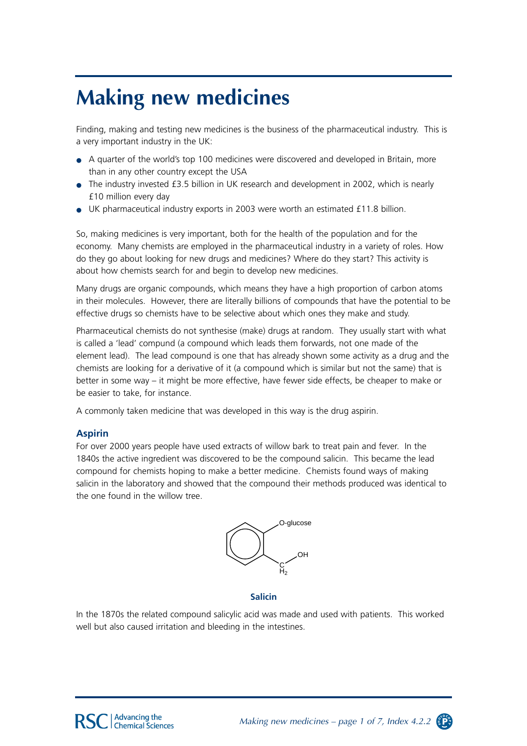# Making new medicines

Finding, making and testing new medicines is the business of the pharmaceutical industry. This is a very important industry in the UK:

- A quarter of the world's top 100 medicines were discovered and developed in Britain, more than in any other country except the USA
- The industry invested £3.5 billion in UK research and development in 2002, which is nearly £10 million every day
- UK pharmaceutical industry exports in 2003 were worth an estimated £11.8 billion.

So, making medicines is very important, both for the health of the population and for the economy. Many chemists are employed in the pharmaceutical industry in a variety of roles. How do they go about looking for new drugs and medicines? Where do they start? This activity is about how chemists search for and begin to develop new medicines.

Many drugs are organic compounds, which means they have a high proportion of carbon atoms in their molecules. However, there are literally billions of compounds that have the potential to be effective drugs so chemists have to be selective about which ones they make and study.

Pharmaceutical chemists do not synthesise (make) drugs at random. They usually start with what is called a 'lead' compund (a compound which leads them forwards, not one made of the element lead). The lead compound is one that has already shown some activity as a drug and the chemists are looking for a derivative of it (a compound which is similar but not the same) that is better in some way – it might be more effective, have fewer side effects, be cheaper to make or be easier to take, for instance.

A commonly taken medicine that was developed in this way is the drug aspirin.

## Aspirin

For over 2000 years people have used extracts of willow bark to treat pain and fever. In the 1840s the active ingredient was discovered to be the compound salicin. This became the lead compound for chemists hoping to make a better medicine. Chemists found ways of making salicin in the laboratory and showed that the compound their methods produced was identical to the one found in the willow tree.

O-glucose

OH

C
$H_2$

**Salicin**

In the 1870s the related compound salicylic acid was made and used with patients. This worked well but also caused irritation and bleeding in the intestines.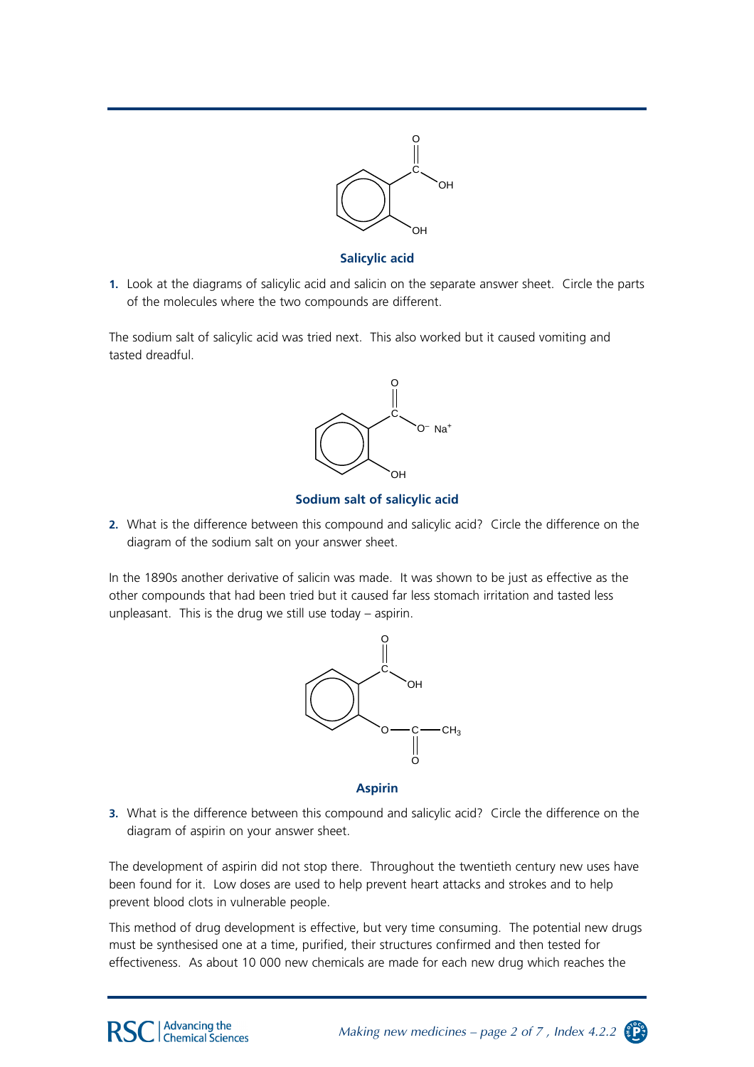**Salicylic acid**

1. Look at the diagrams of salicylic acid and salicin on the separate answer sheet. Circle the parts of the molecules where the two compounds are different.

The sodium salt of salicylic acid was tried next. This also worked but it caused vomiting and tasted dreadful.

**Sodium salt of salicylic acid**

2. What is the difference between this compound and salicylic acid? Circle the difference on the diagram of the sodium salt on your answer sheet.

In the 1890s another derivative of salicin was made. It was shown to be just as effective as the other compounds that had been tried but it caused far less stomach irritation and tasted less unpleasant. This is the drug we still use today – aspirin.

**Aspirin**

3. What is the difference between this compound and salicylic acid? Circle the difference on the diagram of aspirin on your answer sheet.

The development of aspirin did not stop there. Throughout the twentieth century new uses have been found for it. Low doses are used to help prevent heart attacks and strokes and to help prevent blood clots in vulnerable people.

This method of drug development is effective, but very time consuming. The potential new drugs must be synthesised one at a time, purified, their structures confirmed and then tested for effectiveness. As about 10 000 new chemicals are made for each new drug which reaches the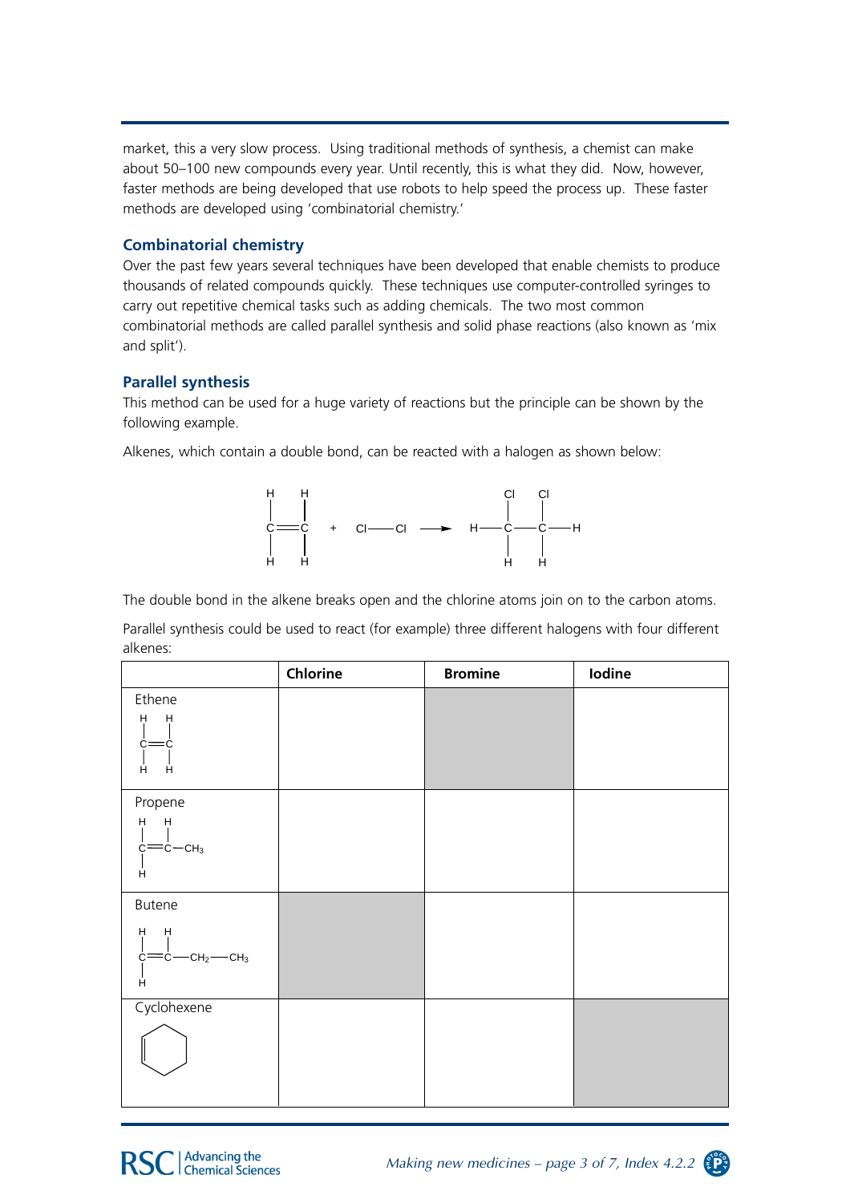market, this a very slow process. Using traditional methods of synthesis, a chemist can make about 50–100 new compounds every year. Until recently, this is what they did. Now, however, faster methods are being developed that use robots to help speed the process up. These faster methods are developed using 'combinatorial chemistry.'

### Combinatorial chemistry

Over the past few years several techniques have been developed that enable chemists to produce thousands of related compounds quickly. These techniques use computer-controlled syringes to carry out repetitive chemical tasks such as adding chemicals. The two most common combinatorial methods are called parallel synthesis and solid phase reactions (also known as 'mix and split').

### Parallel synthesis

This method can be used for a huge variety of reactions but the principle can be shown by the following example.

Alkenes, which contain a double bond, can be reacted with a halogen as shown below:

$$H_2C{=}CH_2 + Cl{-}Cl \longrightarrow H{-}CHCl{-}CHCl{-}H$$

The double bond in the alkene breaks open and the chlorine atoms join on to the carbon atoms.

Parallel synthesis could be used to react (for example) three different halogens with four different alkenes:

| | Chlorine | Bromine | Iodine |
|---|---|---|---|
| Ethene ($H_2C{=}CH_2$) | | (shaded) | |
| Propene ($H_2C{=}CH{-}CH_3$) | | | |
| Butene ($H_2C{=}CH{-}CH_2{-}CH_3$) | (shaded) | | |
| Cyclohexene | | | (shaded) |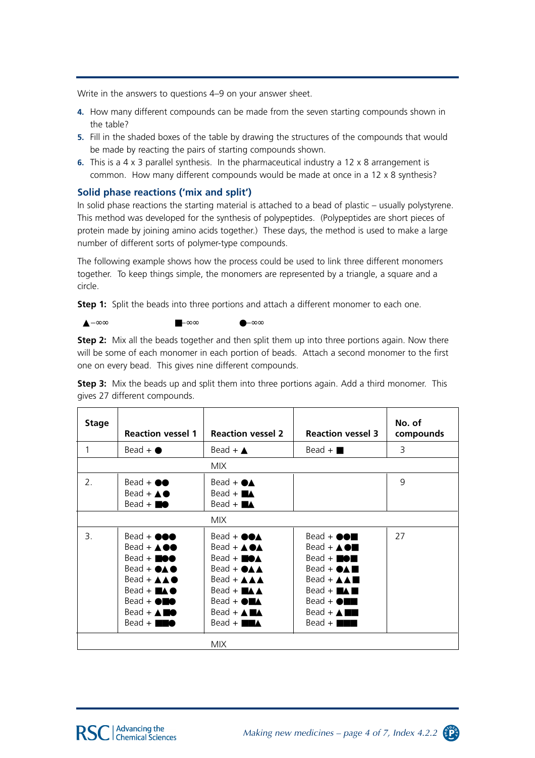Write in the answers to questions 4–9 on your answer sheet.

4. How many different compounds can be made from the seven starting compounds shown in the table?
5. Fill in the shaded boxes of the table by drawing the structures of the compounds that would be made by reacting the pairs of starting compounds shown.
6. This is a 4 x 3 parallel synthesis. In the pharmaceutical industry a 12 x 8 arrangement is common. How many different compounds would be made at once in a 12 x 8 synthesis?

## Solid phase reactions ('mix and split')

In solid phase reactions the starting material is attached to a bead of plastic – usually polystyrene. This method was developed for the synthesis of polypeptides. (Polypeptides are short pieces of protein made by joining amino acids together.) These days, the method is used to make a large number of different sorts of polymer-type compounds.

The following example shows how the process could be used to link three different monomers together. To keep things simple, the monomers are represented by a triangle, a square and a circle.

**Step 1:** Split the beads into three portions and attach a different monomer to each one.

▲–∞∞ ■–∞∞ ●–∞∞

**Step 2:** Mix all the beads together and then split them up into three portions again. Now there will be some of each monomer in each portion of beads. Attach a second monomer to the first one on every bead. This gives nine different compounds.

**Step 3:** Mix the beads up and split them into three portions again. Add a third monomer. This gives 27 different compounds.

| Stage | Reaction vessel 1 | Reaction vessel 2 | Reaction vessel 3 | No. of compounds |
|---|---|---|---|---|
| 1 | Bead + ● | Bead + ▲ | Bead + ■ | 3 |
| | | MIX | | |
| 2. | Bead + ●●<br>Bead + ▲●<br>Bead + ■● | Bead + ●▲<br>Bead + ■▲<br>Bead + ■▲ | | 9 |
| | | MIX | | |
| 3. | Bead + ●●●<br>Bead + ▲●●<br>Bead + ■●●<br>Bead + ●▲●<br>Bead + ▲▲●<br>Bead + ■▲●<br>Bead + ●■●<br>Bead + ▲■●<br>Bead + ■■● | Bead + ●●▲<br>Bead + ▲●▲<br>Bead + ■●▲<br>Bead + ●▲▲<br>Bead + ▲▲▲<br>Bead + ■▲▲<br>Bead + ●■▲<br>Bead + ▲■▲<br>Bead + ■■▲ | Bead + ●●■<br>Bead + ▲●■<br>Bead + ■●■<br>Bead + ●▲■<br>Bead + ▲▲■<br>Bead + ■▲■<br>Bead + ●■■<br>Bead + ▲■■<br>Bead + ■■■ | 27 |
| | | MIX | | |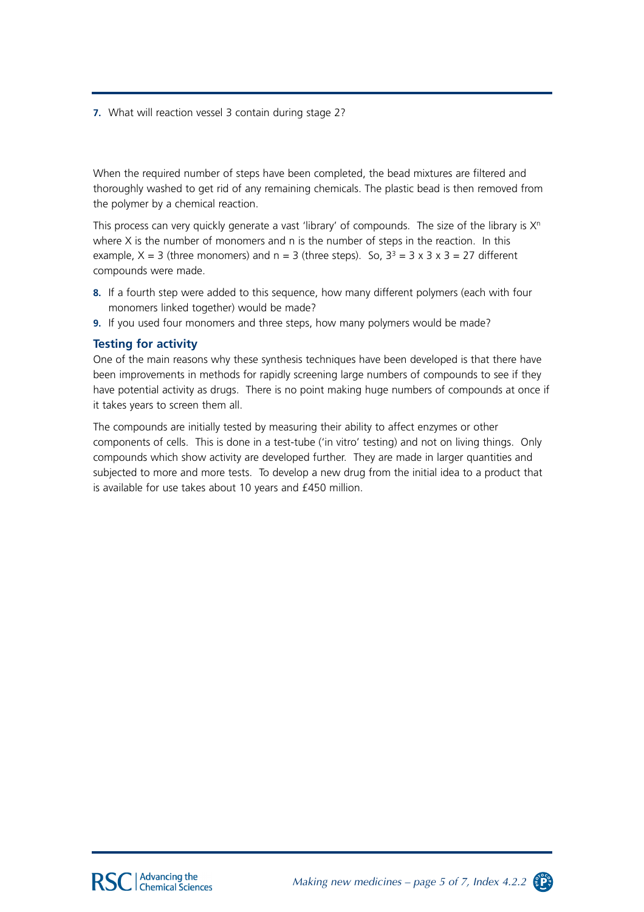**7.** What will reaction vessel 3 contain during stage 2?

When the required number of steps have been completed, the bead mixtures are filtered and thoroughly washed to get rid of any remaining chemicals. The plastic bead is then removed from the polymer by a chemical reaction.

This process can very quickly generate a vast 'library' of compounds. The size of the library is $X^n$ where X is the number of monomers and n is the number of steps in the reaction. In this example, X = 3 (three monomers) and n = 3 (three steps). So, $3^3 = 3 \times 3 \times 3 = 27$ different compounds were made.

**8.** If a fourth step were added to this sequence, how many different polymers (each with four monomers linked together) would be made?

**9.** If you used four monomers and three steps, how many polymers would be made?

### Testing for activity

One of the main reasons why these synthesis techniques have been developed is that there have been improvements in methods for rapidly screening large numbers of compounds to see if they have potential activity as drugs. There is no point making huge numbers of compounds at once if it takes years to screen them all.

The compounds are initially tested by measuring their ability to affect enzymes or other components of cells. This is done in a test-tube ('in vitro' testing) and not on living things. Only compounds which show activity are developed further. They are made in larger quantities and subjected to more and more tests. To develop a new drug from the initial idea to a product that is available for use takes about 10 years and £450 million.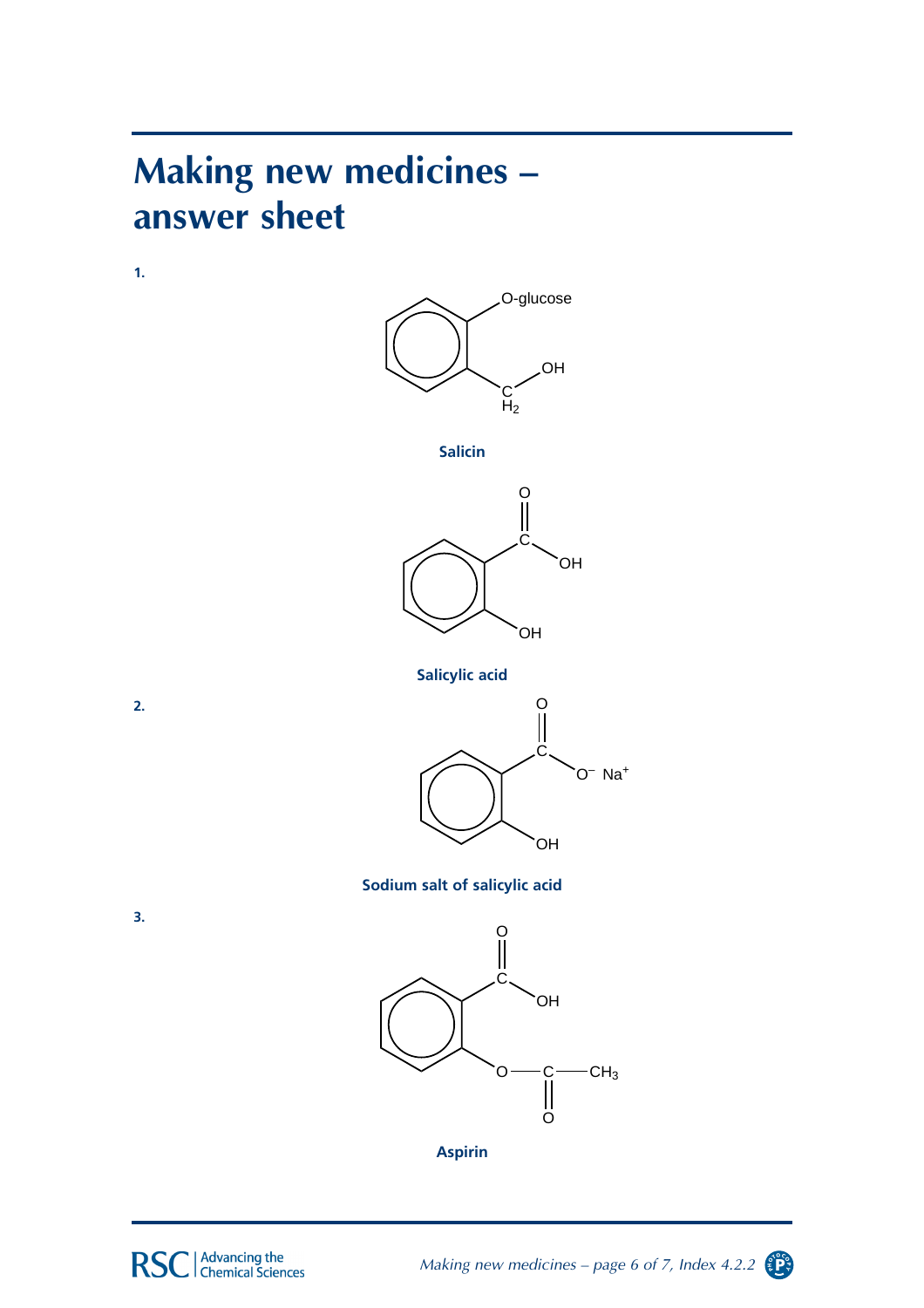# Making new medicines – answer sheet

1.

Salicin

Salicylic acid

2.

Sodium salt of salicylic acid

3.

Aspirin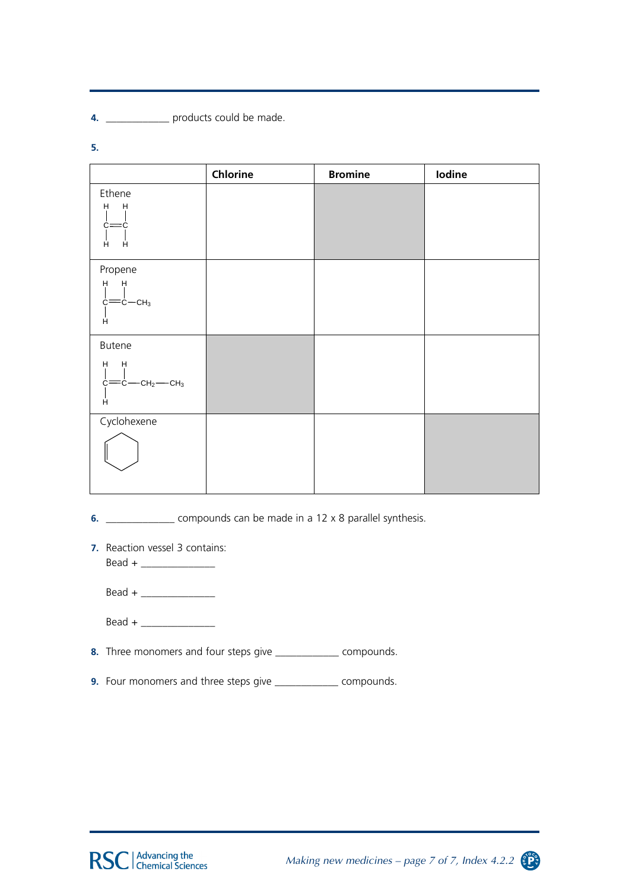4. ____________ products could be made.

5.

| | Chlorine | Bromine | Iodine |
|---|---|---|---|
| Ethene | | | |
| Propene | | | |
| Butene | | | |
| Cyclohexene | | | |

6. _____________ compounds can be made in a 12 x 8 parallel synthesis.

7. Reaction vessel 3 contains:

   Bead + ______________

   Bead + ______________

   Bead + ______________

8. Three monomers and four steps give ____________ compounds.

9. Four monomers and three steps give ____________ compounds.